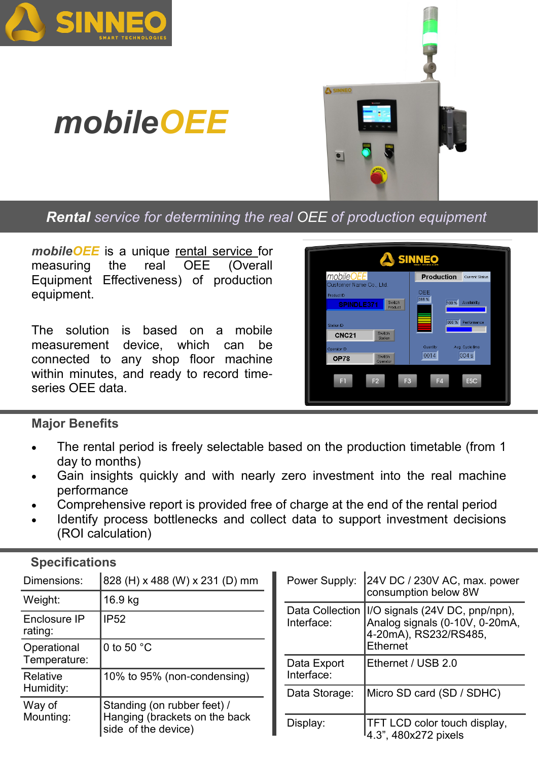# mobileOEE

***Rental** service for determining the real OEE of production equipment*

***mobileOEE*** is a unique rental service for measuring the real OEE (Overall Equipment Effectiveness) of production equipment.

The solution is based on a mobile measurement device, which can be connected to any shop floor machine within minutes, and ready to record time-series OEE data.

## Major Benefits

- The rental period is freely selectable based on the production timetable (from 1 day to months)
- Gain insights quickly and with nearly zero investment into the real machine performance
- Comprehensive report is provided free of charge at the end of the rental period
- Identify process bottlenecks and collect data to support investment decisions (ROI calculation)

## Specifications

| | |
|---|---|
| Dimensions: | 828 (H) x 488 (W) x 231 (D) mm |
| Weight: | 16.9 kg |
| Enclosure IP rating: | IP52 |
| Operational Temperature: | 0 to 50 °C |
| Relative Humidity: | 10% to 95% (non-condensing) |
| Way of Mounting: | Standing (on rubber feet) / Hanging (brackets on the back side of the device) |

| | |
|---|---|
| Power Supply: | 24V DC / 230V AC, max. power consumption below 8W |
| Data Collection Interface: | I/O signals (24V DC, pnp/npn), Analog signals (0-10V, 0-20mA, 4-20mA), RS232/RS485, Ethernet |
| Data Export Interface: | Ethernet / USB 2.0 |
| Data Storage: | Micro SD card (SD / SDHC) |
| Display: | TFT LCD color touch display, 4.3”, 480x272 pixels |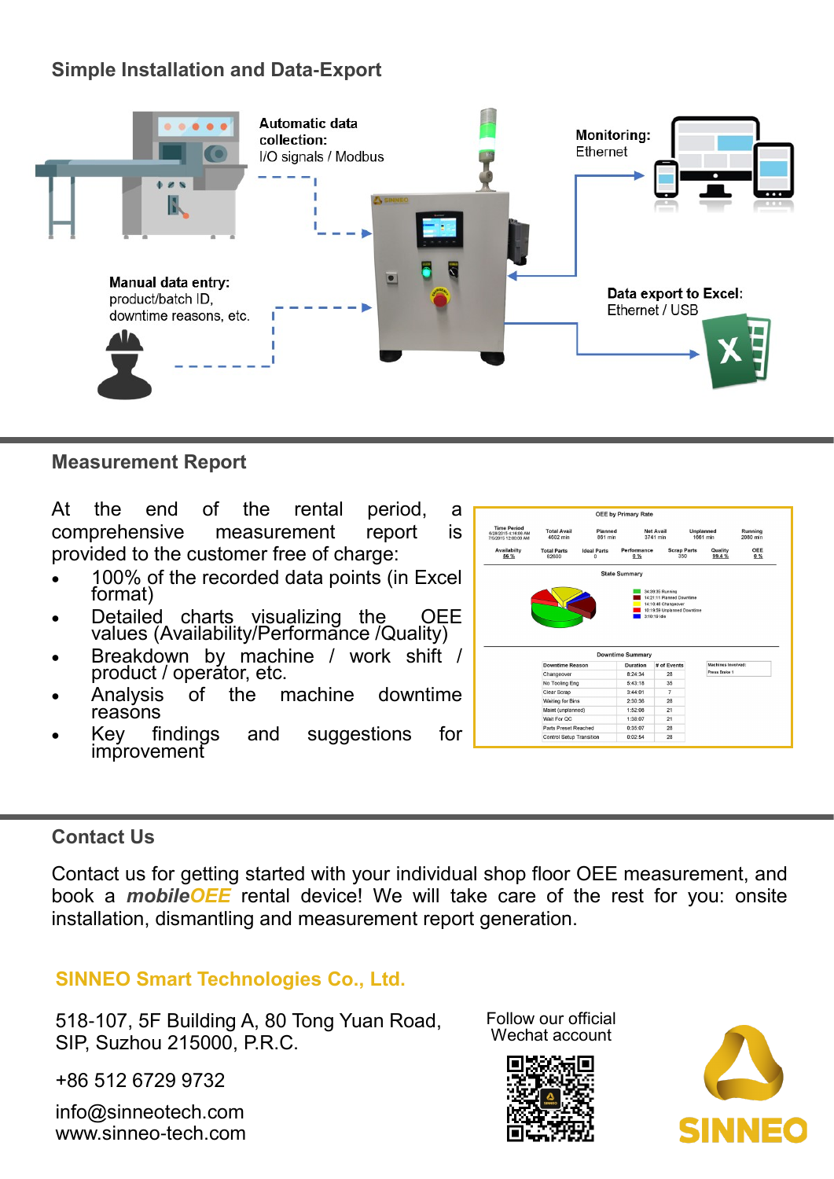## Simple Installation and Data-Export

**Automatic data collection:**
I/O signals / Modbus

**Monitoring:**
Ethernet

**Manual data entry:**
product/batch ID,
downtime reasons, etc.

**Data export to Excel:**
Ethernet / USB

## Measurement Report

At the end of the rental period, a comprehensive measurement report is provided to the customer free of charge:

- 100% of the recorded data points (in Excel format)
- Detailed charts visualizing the OEE values (Availability/Performance /Quality)
- Breakdown by machine / work shift / product / operator, etc.
- Analysis of the machine downtime reasons
- Key findings and suggestions for improvement

## Contact Us

Contact us for getting started with your individual shop floor OEE measurement, and book a ***mobileOEE*** rental device! We will take care of the rest for you: onsite installation, dismantling and measurement report generation.

**SINNEO Smart Technologies Co., Ltd.**

518-107, 5F Building A, 80 Tong Yuan Road,
SIP, Suzhou 215000, P.R.C.

+86 512 6729 9732

info@sinneotech.com
www.sinneo-tech.com

Follow our official Wechat account

SINNEO